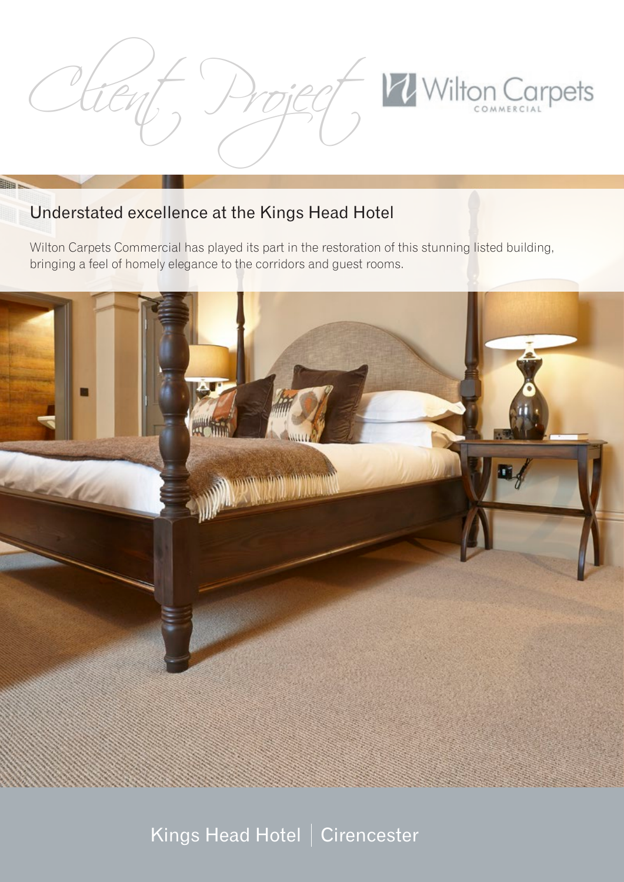*Client Project*

Wilton Carpets COMMERCIAL

## Understated excellence at the Kings Head Hotel

Wilton Carpets Commercial has played its part in the restoration of this stunning listed building, bringing a feel of homely elegance to the corridors and guest rooms.

Kings Head Hotel | Cirencester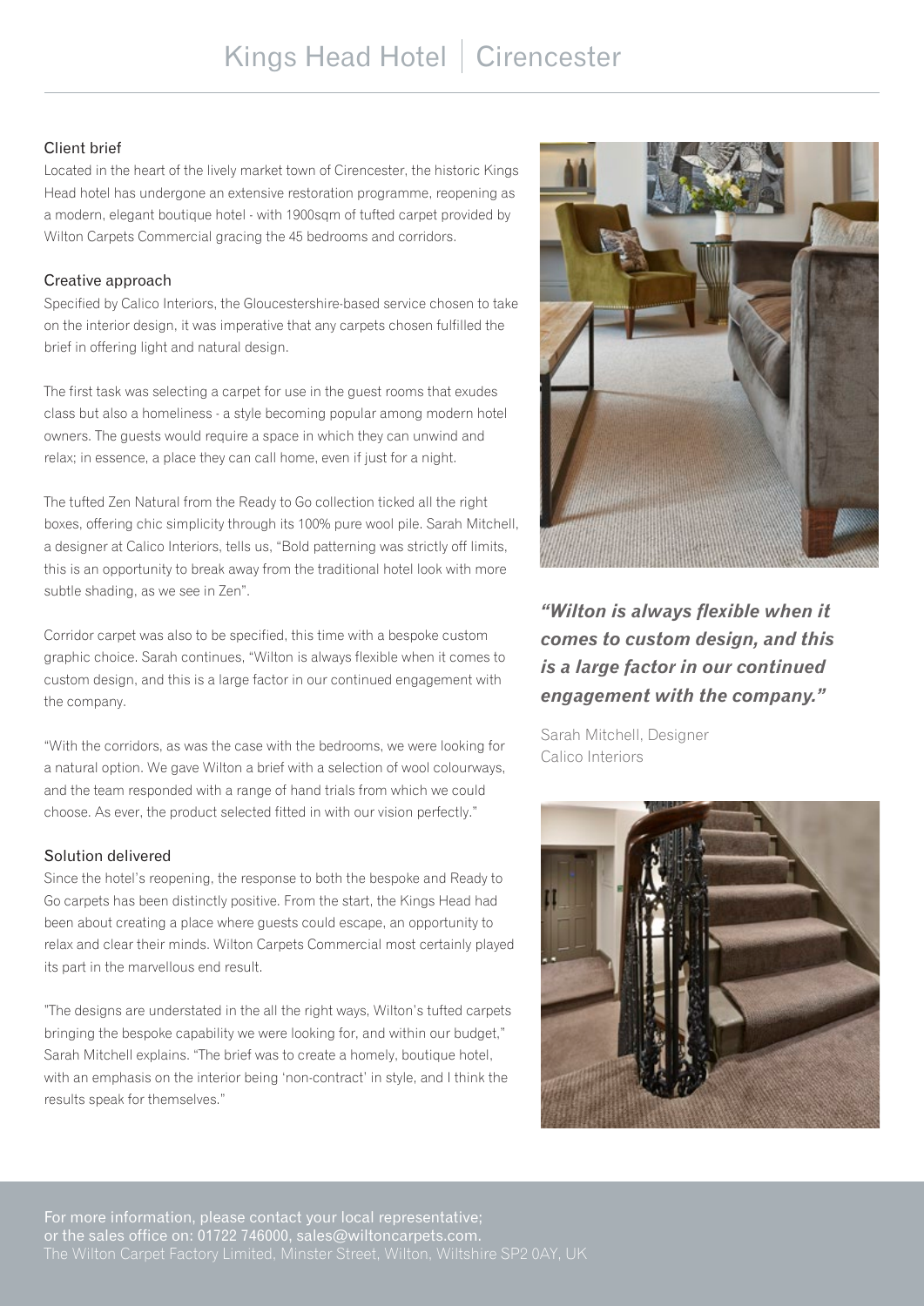# Kings Head Hotel | Cirencester

## Client brief

Located in the heart of the lively market town of Cirencester, the historic Kings Head hotel has undergone an extensive restoration programme, reopening as a modern, elegant boutique hotel - with 1900sqm of tufted carpet provided by Wilton Carpets Commercial gracing the 45 bedrooms and corridors.

## Creative approach

Specified by Calico Interiors, the Gloucestershire-based service chosen to take on the interior design, it was imperative that any carpets chosen fulfilled the brief in offering light and natural design.

The first task was selecting a carpet for use in the guest rooms that exudes class but also a homeliness - a style becoming popular among modern hotel owners. The guests would require a space in which they can unwind and relax; in essence, a place they can call home, even if just for a night.

The tufted Zen Natural from the Ready to Go collection ticked all the right boxes, offering chic simplicity through its 100% pure wool pile. Sarah Mitchell, a designer at Calico Interiors, tells us, "Bold patterning was strictly off limits, this is an opportunity to break away from the traditional hotel look with more subtle shading, as we see in Zen".

Corridor carpet was also to be specified, this time with a bespoke custom graphic choice. Sarah continues, "Wilton is always flexible when it comes to custom design, and this is a large factor in our continued engagement with the company.

"With the corridors, as was the case with the bedrooms, we were looking for a natural option. We gave Wilton a brief with a selection of wool colourways, and the team responded with a range of hand trials from which we could choose. As ever, the product selected fitted in with our vision perfectly."

## Solution delivered

Since the hotel's reopening, the response to both the bespoke and Ready to Go carpets has been distinctly positive. From the start, the Kings Head had been about creating a place where guests could escape, an opportunity to relax and clear their minds. Wilton Carpets Commercial most certainly played its part in the marvellous end result.

"The designs are understated in the all the right ways, Wilton's tufted carpets bringing the bespoke capability we were looking for, and within our budget," Sarah Mitchell explains. "The brief was to create a homely, boutique hotel, with an emphasis on the interior being 'non-contract' in style, and I think the results speak for themselves."

***"Wilton is always flexible when it comes to custom design, and this is a large factor in our continued engagement with the company."***

Sarah Mitchell, Designer
Calico Interiors

For more information, please contact your local representative;
or the sales office on: 01722 746000, sales@wiltoncarpets.com.
The Wilton Carpet Factory Limited, Minster Street, Wilton, Wiltshire SP2 0AY, UK